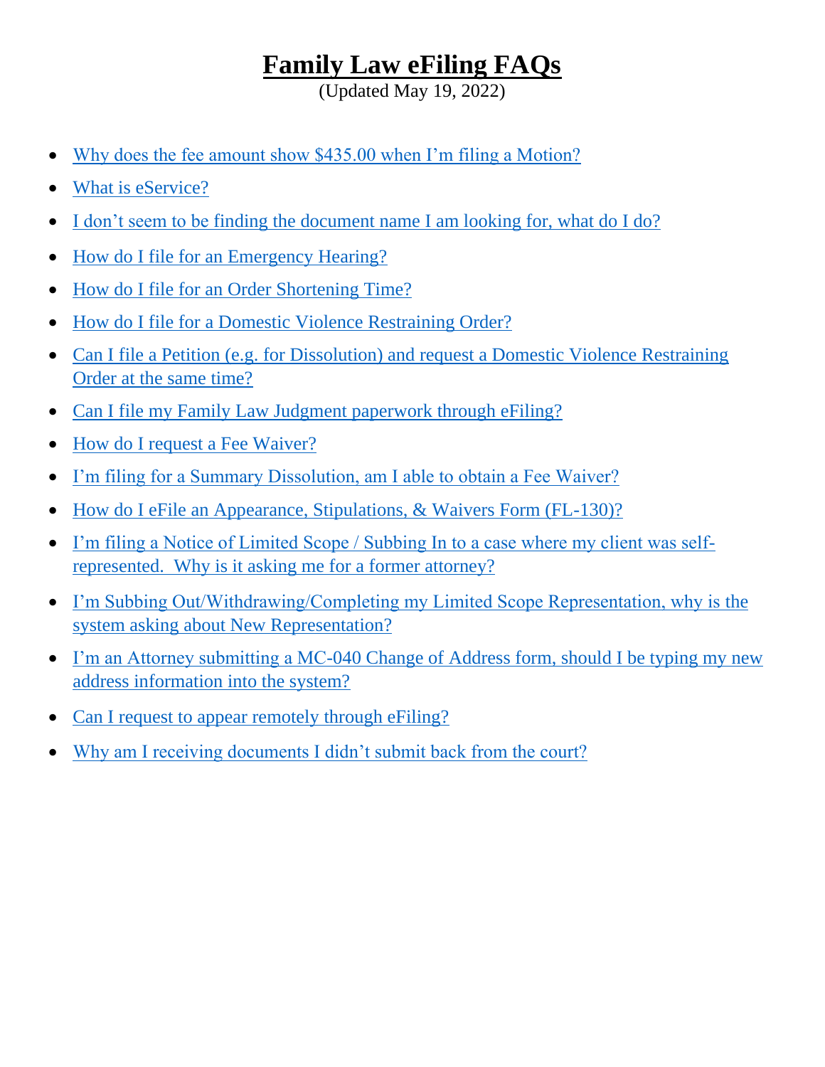# Family Law eFiling FAQs

(Updated May 19, 2022)

- Why does the fee amount show $435.00 when I'm filing a Motion?
- What is eService?
- I don't seem to be finding the document name I am looking for, what do I do?
- How do I file for an Emergency Hearing?
- How do I file for an Order Shortening Time?
- How do I file for a Domestic Violence Restraining Order?
- Can I file a Petition (e.g. for Dissolution) and request a Domestic Violence Restraining Order at the same time?
- Can I file my Family Law Judgment paperwork through eFiling?
- How do I request a Fee Waiver?
- I'm filing for a Summary Dissolution, am I able to obtain a Fee Waiver?
- How do I eFile an Appearance, Stipulations, & Waivers Form (FL-130)?
- I'm filing a Notice of Limited Scope / Subbing In to a case where my client was self-represented. Why is it asking me for a former attorney?
- I'm Subbing Out/Withdrawing/Completing my Limited Scope Representation, why is the system asking about New Representation?
- I'm an Attorney submitting a MC-040 Change of Address form, should I be typing my new address information into the system?
- Can I request to appear remotely through eFiling?
- Why am I receiving documents I didn't submit back from the court?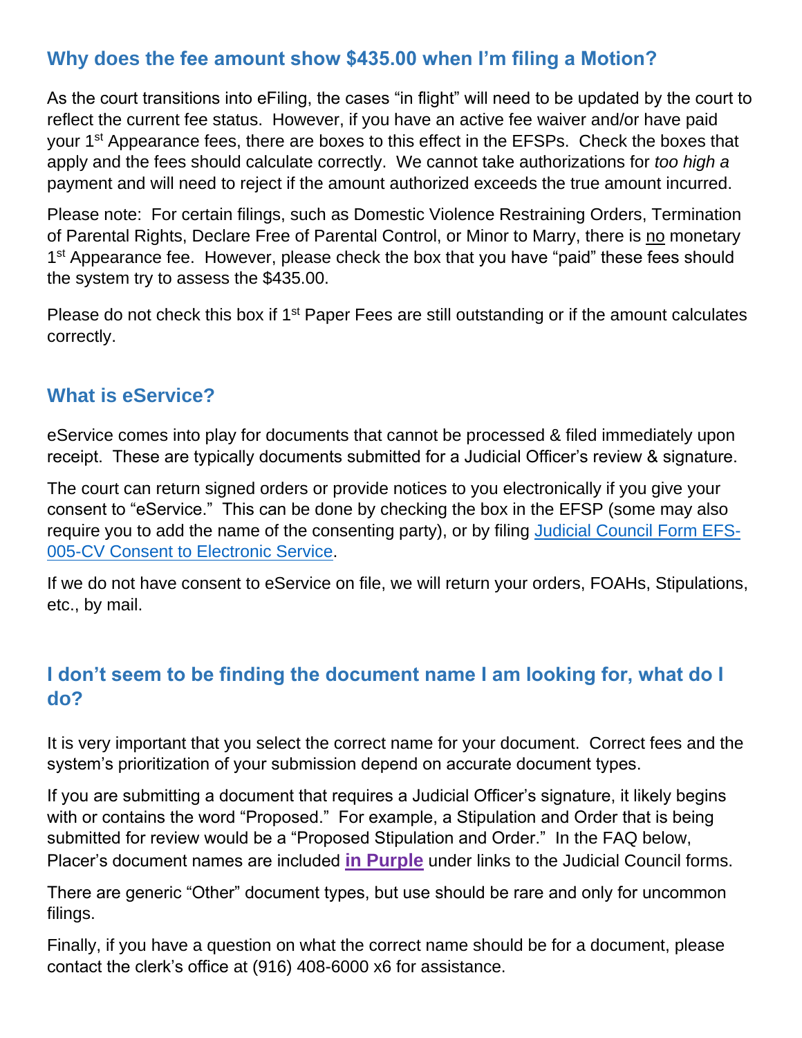## Why does the fee amount show $435.00 when I'm filing a Motion?

As the court transitions into eFiling, the cases "in flight" will need to be updated by the court to reflect the current fee status. However, if you have an active fee waiver and/or have paid your 1st Appearance fees, there are boxes to this effect in the EFSPs. Check the boxes that apply and the fees should calculate correctly. We cannot take authorizations for *too high a* payment and will need to reject if the amount authorized exceeds the true amount incurred.

Please note: For certain filings, such as Domestic Violence Restraining Orders, Termination of Parental Rights, Declare Free of Parental Control, or Minor to Marry, there is <u>no</u> monetary 1st Appearance fee. However, please check the box that you have "paid" these fees should the system try to assess the $435.00.

Please do not check this box if 1st Paper Fees are still outstanding or if the amount calculates correctly.

## What is eService?

eService comes into play for documents that cannot be processed & filed immediately upon receipt. These are typically documents submitted for a Judicial Officer's review & signature.

The court can return signed orders or provide notices to you electronically if you give your consent to "eService." This can be done by checking the box in the EFSP (some may also require you to add the name of the consenting party), or by filing Judicial Council Form EFS-005-CV Consent to Electronic Service.

If we do not have consent to eService on file, we will return your orders, FOAHs, Stipulations, etc., by mail.

## I don't seem to be finding the document name I am looking for, what do I do?

It is very important that you select the correct name for your document. Correct fees and the system's prioritization of your submission depend on accurate document types.

If you are submitting a document that requires a Judicial Officer's signature, it likely begins with or contains the word "Proposed." For example, a Stipulation and Order that is being submitted for review would be a "Proposed Stipulation and Order." In the FAQ below, Placer's document names are included **in Purple** under links to the Judicial Council forms.

There are generic "Other" document types, but use should be rare and only for uncommon filings.

Finally, if you have a question on what the correct name should be for a document, please contact the clerk's office at (916) 408-6000 x6 for assistance.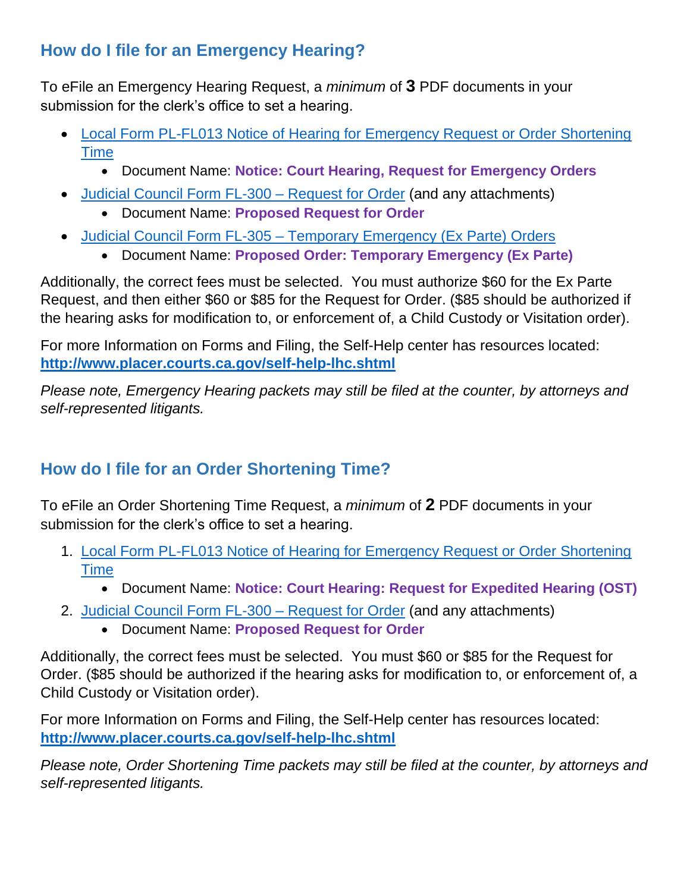## How do I file for an Emergency Hearing?

To eFile an Emergency Hearing Request, a *minimum* of **3** PDF documents in your submission for the clerk's office to set a hearing.

- [Local Form PL-FL013 Notice of Hearing for Emergency Request or Order Shortening Time]()
  - Document Name: **Notice: Court Hearing, Request for Emergency Orders**
- [Judicial Council Form FL-300 – Request for Order]() (and any attachments)
  - Document Name: **Proposed Request for Order**
- [Judicial Council Form FL-305 – Temporary Emergency (Ex Parte) Orders]()
  - Document Name: **Proposed Order: Temporary Emergency (Ex Parte)**

Additionally, the correct fees must be selected. You must authorize $60 for the Ex Parte Request, and then either $60 or $85 for the Request for Order. ($85 should be authorized if the hearing asks for modification to, or enforcement of, a Child Custody or Visitation order).

For more Information on Forms and Filing, the Self-Help center has resources located: **[http://www.placer.courts.ca.gov/self-help-lhc.shtml](http://www.placer.courts.ca.gov/self-help-lhc.shtml)**

*Please note, Emergency Hearing packets may still be filed at the counter, by attorneys and self-represented litigants.*

## How do I file for an Order Shortening Time?

To eFile an Order Shortening Time Request, a *minimum* of **2** PDF documents in your submission for the clerk's office to set a hearing.

1. [Local Form PL-FL013 Notice of Hearing for Emergency Request or Order Shortening Time]()
   - Document Name: **Notice: Court Hearing: Request for Expedited Hearing (OST)**
2. [Judicial Council Form FL-300 – Request for Order]() (and any attachments)
   - Document Name: **Proposed Request for Order**

Additionally, the correct fees must be selected. You must $60 or $85 for the Request for Order. ($85 should be authorized if the hearing asks for modification to, or enforcement of, a Child Custody or Visitation order).

For more Information on Forms and Filing, the Self-Help center has resources located: **[http://www.placer.courts.ca.gov/self-help-lhc.shtml](http://www.placer.courts.ca.gov/self-help-lhc.shtml)**

*Please note, Order Shortening Time packets may still be filed at the counter, by attorneys and self-represented litigants.*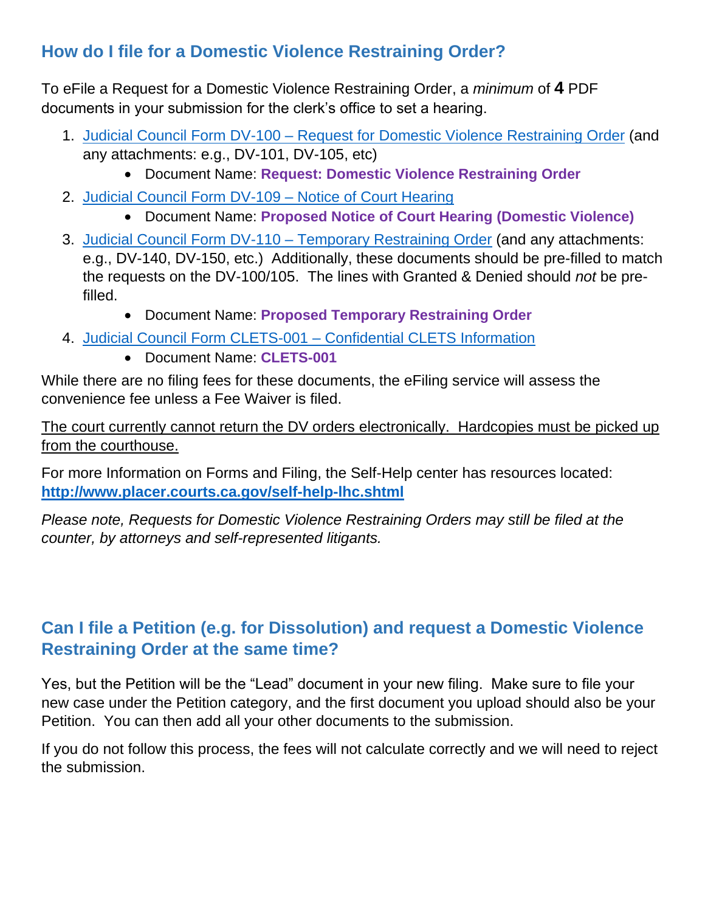## How do I file for a Domestic Violence Restraining Order?

To eFile a Request for a Domestic Violence Restraining Order, a *minimum* of **4** PDF documents in your submission for the clerk's office to set a hearing.

1. Judicial Council Form DV-100 – Request for Domestic Violence Restraining Order (and any attachments: e.g., DV-101, DV-105, etc)
   - Document Name: **Request: Domestic Violence Restraining Order**
2. Judicial Council Form DV-109 – Notice of Court Hearing
   - Document Name: **Proposed Notice of Court Hearing (Domestic Violence)**
3. Judicial Council Form DV-110 – Temporary Restraining Order (and any attachments: e.g., DV-140, DV-150, etc.) Additionally, these documents should be pre-filled to match the requests on the DV-100/105. The lines with Granted & Denied should *not* be pre-filled.
   - Document Name: **Proposed Temporary Restraining Order**
4. Judicial Council Form CLETS-001 – Confidential CLETS Information
   - Document Name: **CLETS-001**

While there are no filing fees for these documents, the eFiling service will assess the convenience fee unless a Fee Waiver is filed.

The court currently cannot return the DV orders electronically. Hardcopies must be picked up from the courthouse.

For more Information on Forms and Filing, the Self-Help center has resources located: **http://www.placer.courts.ca.gov/self-help-lhc.shtml**

*Please note, Requests for Domestic Violence Restraining Orders may still be filed at the counter, by attorneys and self-represented litigants.*

## Can I file a Petition (e.g. for Dissolution) and request a Domestic Violence Restraining Order at the same time?

Yes, but the Petition will be the "Lead" document in your new filing. Make sure to file your new case under the Petition category, and the first document you upload should also be your Petition. You can then add all your other documents to the submission.

If you do not follow this process, the fees will not calculate correctly and we will need to reject the submission.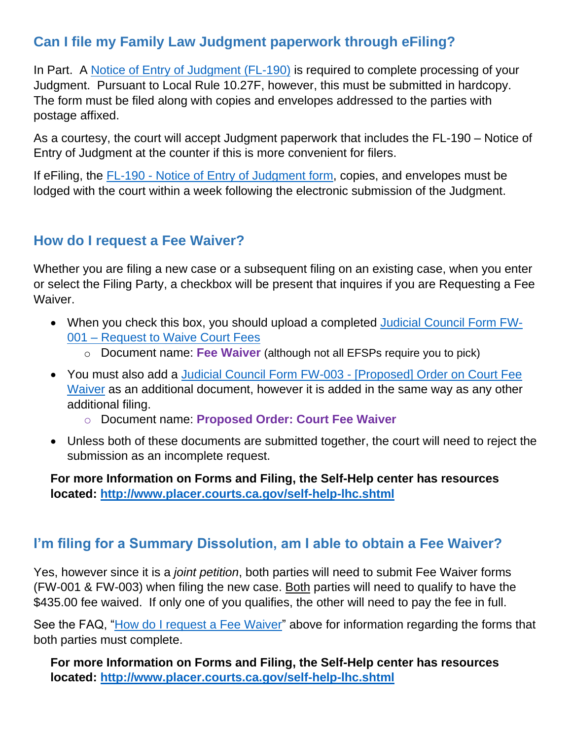## Can I file my Family Law Judgment paperwork through eFiling?

In Part. A Notice of Entry of Judgment (FL-190) is required to complete processing of your Judgment. Pursuant to Local Rule 10.27F, however, this must be submitted in hardcopy. The form must be filed along with copies and envelopes addressed to the parties with postage affixed.

As a courtesy, the court will accept Judgment paperwork that includes the FL-190 – Notice of Entry of Judgment at the counter if this is more convenient for filers.

If eFiling, the FL-190 - Notice of Entry of Judgment form, copies, and envelopes must be lodged with the court within a week following the electronic submission of the Judgment.

## How do I request a Fee Waiver?

Whether you are filing a new case or a subsequent filing on an existing case, when you enter or select the Filing Party, a checkbox will be present that inquires if you are Requesting a Fee Waiver.

- When you check this box, you should upload a completed Judicial Council Form FW-001 – Request to Waive Court Fees
  - Document name: **Fee Waiver** (although not all EFSPs require you to pick)
- You must also add a Judicial Council Form FW-003 - [Proposed] Order on Court Fee Waiver as an additional document, however it is added in the same way as any other additional filing.
  - Document name: **Proposed Order: Court Fee Waiver**
- Unless both of these documents are submitted together, the court will need to reject the submission as an incomplete request.

**For more Information on Forms and Filing, the Self-Help center has resources located: http://www.placer.courts.ca.gov/self-help-lhc.shtml**

## I'm filing for a Summary Dissolution, am I able to obtain a Fee Waiver?

Yes, however since it is a *joint petition*, both parties will need to submit Fee Waiver forms (FW-001 & FW-003) when filing the new case. Both parties will need to qualify to have the $435.00 fee waived. If only one of you qualifies, the other will need to pay the fee in full.

See the FAQ, "How do I request a Fee Waiver" above for information regarding the forms that both parties must complete.

**For more Information on Forms and Filing, the Self-Help center has resources located: http://www.placer.courts.ca.gov/self-help-lhc.shtml**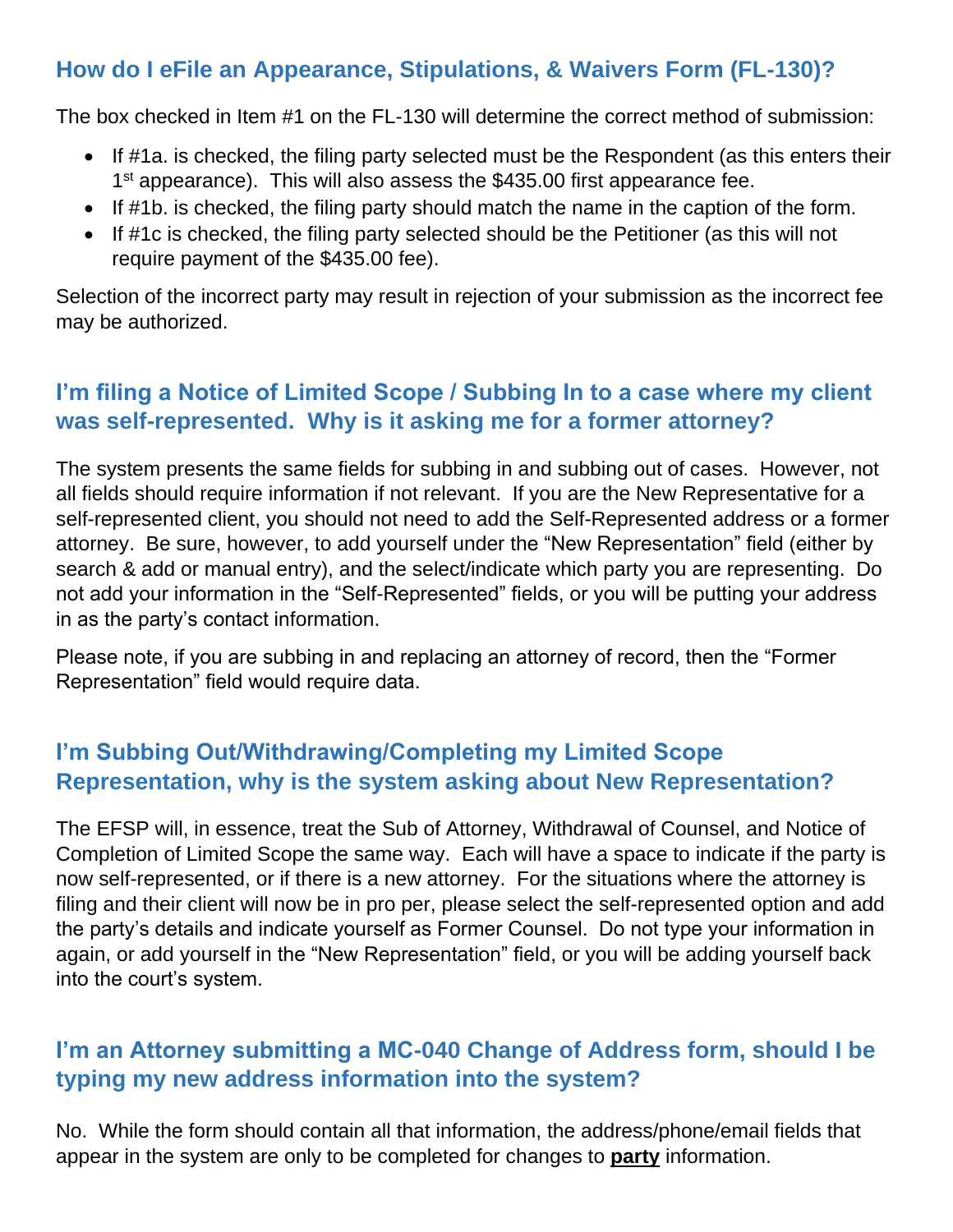## How do I eFile an Appearance, Stipulations, & Waivers Form (FL-130)?

The box checked in Item #1 on the FL-130 will determine the correct method of submission:

- If #1a. is checked, the filing party selected must be the Respondent (as this enters their 1st appearance). This will also assess the $435.00 first appearance fee.
- If #1b. is checked, the filing party should match the name in the caption of the form.
- If #1c is checked, the filing party selected should be the Petitioner (as this will not require payment of the $435.00 fee).

Selection of the incorrect party may result in rejection of your submission as the incorrect fee may be authorized.

## I'm filing a Notice of Limited Scope / Subbing In to a case where my client was self-represented. Why is it asking me for a former attorney?

The system presents the same fields for subbing in and subbing out of cases. However, not all fields should require information if not relevant. If you are the New Representative for a self-represented client, you should not need to add the Self-Represented address or a former attorney. Be sure, however, to add yourself under the "New Representation" field (either by search & add or manual entry), and the select/indicate which party you are representing. Do not add your information in the "Self-Represented" fields, or you will be putting your address in as the party's contact information.

Please note, if you are subbing in and replacing an attorney of record, then the "Former Representation" field would require data.

## I'm Subbing Out/Withdrawing/Completing my Limited Scope Representation, why is the system asking about New Representation?

The EFSP will, in essence, treat the Sub of Attorney, Withdrawal of Counsel, and Notice of Completion of Limited Scope the same way. Each will have a space to indicate if the party is now self-represented, or if there is a new attorney. For the situations where the attorney is filing and their client will now be in pro per, please select the self-represented option and add the party's details and indicate yourself as Former Counsel. Do not type your information in again, or add yourself in the "New Representation" field, or you will be adding yourself back into the court's system.

## I'm an Attorney submitting a MC-040 Change of Address form, should I be typing my new address information into the system?

No. While the form should contain all that information, the address/phone/email fields that appear in the system are only to be completed for changes to **party** information.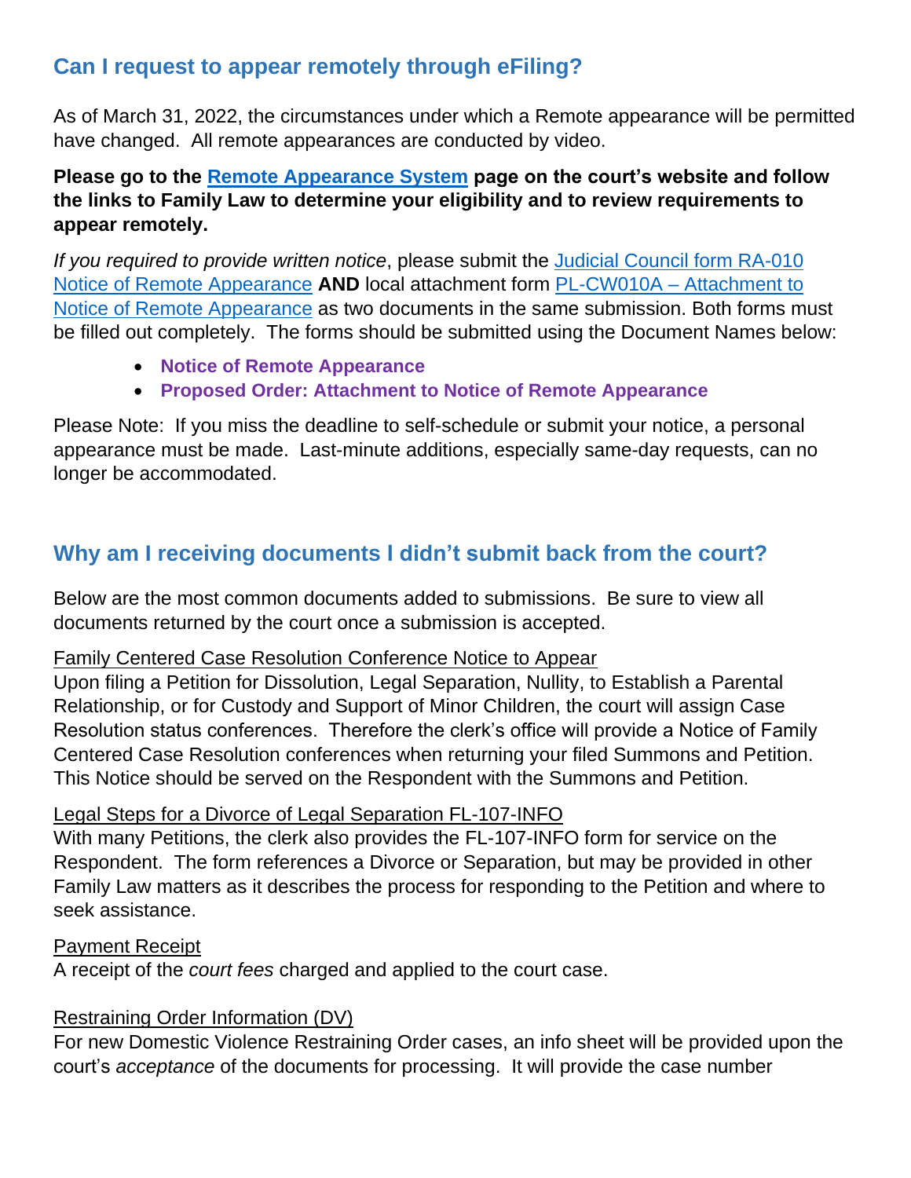## Can I request to appear remotely through eFiling?

As of March 31, 2022, the circumstances under which a Remote appearance will be permitted have changed. All remote appearances are conducted by video.

**Please go to the Remote Appearance System page on the court's website and follow the links to Family Law to determine your eligibility and to review requirements to appear remotely.**

*If you required to provide written notice*, please submit the Judicial Council form RA-010 Notice of Remote Appearance **AND** local attachment form PL-CW010A – Attachment to Notice of Remote Appearance as two documents in the same submission. Both forms must be filled out completely. The forms should be submitted using the Document Names below:

- **Notice of Remote Appearance**
- **Proposed Order: Attachment to Notice of Remote Appearance**

Please Note: If you miss the deadline to self-schedule or submit your notice, a personal appearance must be made. Last-minute additions, especially same-day requests, can no longer be accommodated.

## Why am I receiving documents I didn't submit back from the court?

Below are the most common documents added to submissions. Be sure to view all documents returned by the court once a submission is accepted.

Family Centered Case Resolution Conference Notice to Appear

Upon filing a Petition for Dissolution, Legal Separation, Nullity, to Establish a Parental Relationship, or for Custody and Support of Minor Children, the court will assign Case Resolution status conferences. Therefore the clerk's office will provide a Notice of Family Centered Case Resolution conferences when returning your filed Summons and Petition. This Notice should be served on the Respondent with the Summons and Petition.

Legal Steps for a Divorce of Legal Separation FL-107-INFO

With many Petitions, the clerk also provides the FL-107-INFO form for service on the Respondent. The form references a Divorce or Separation, but may be provided in other Family Law matters as it describes the process for responding to the Petition and where to seek assistance.

Payment Receipt

A receipt of the *court fees* charged and applied to the court case.

Restraining Order Information (DV)

For new Domestic Violence Restraining Order cases, an info sheet will be provided upon the court's *acceptance* of the documents for processing. It will provide the case number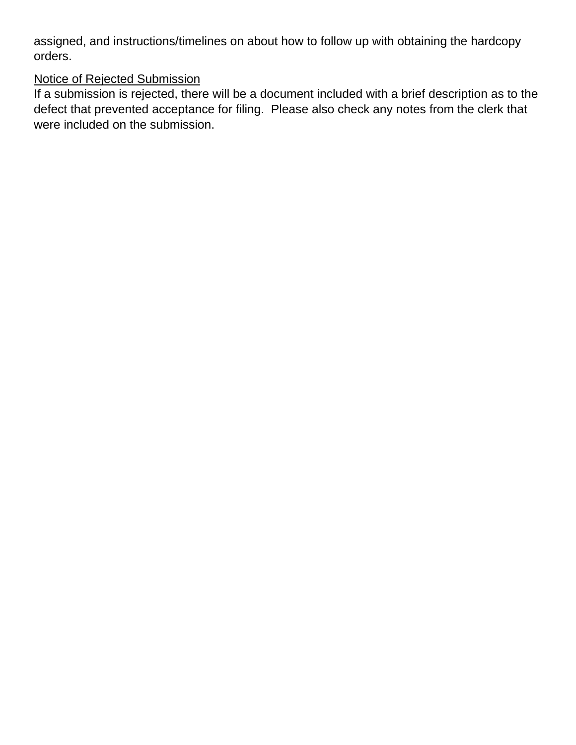assigned, and instructions/timelines on about how to follow up with obtaining the hardcopy orders.

<u>Notice of Rejected Submission</u>
If a submission is rejected, there will be a document included with a brief description as to the defect that prevented acceptance for filing.  Please also check any notes from the clerk that were included on the submission.